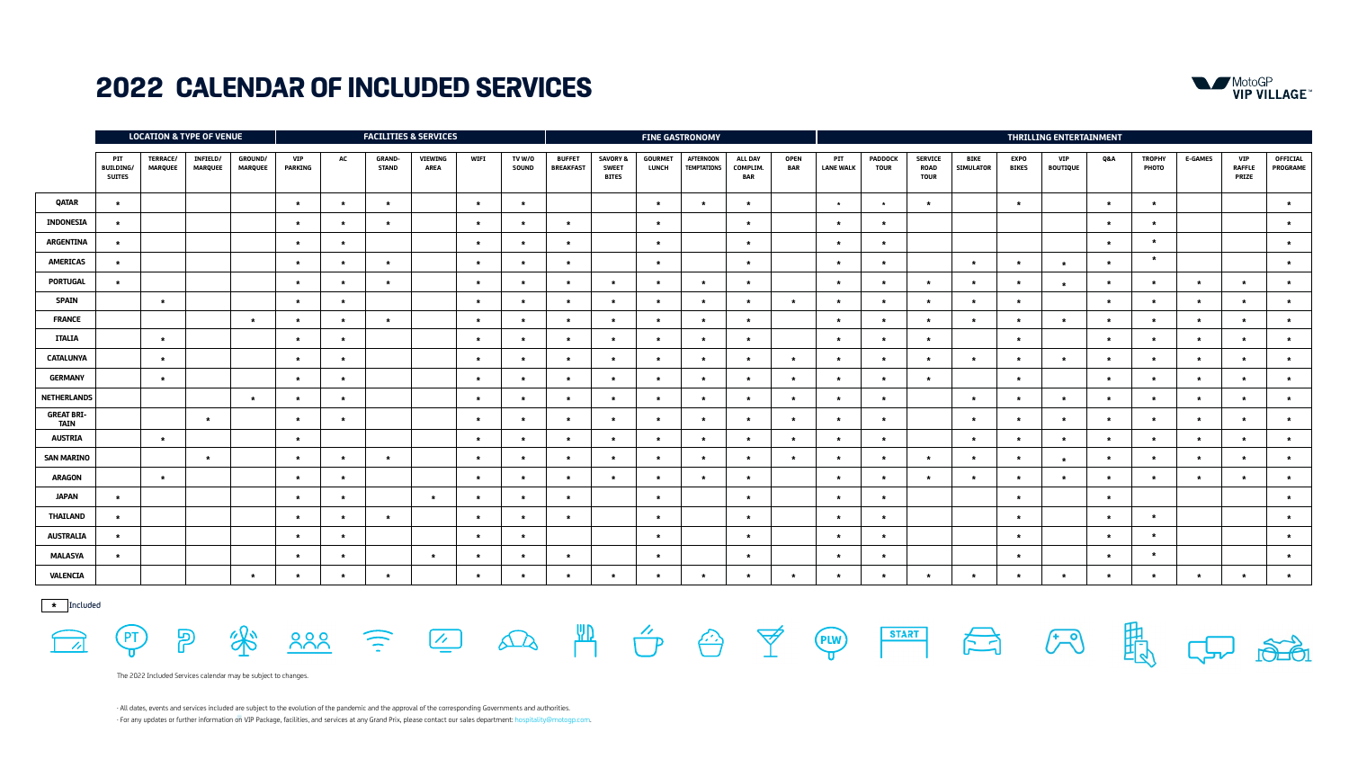# 2022 CALENDAR OF INCLUDED SERVICES

MotoGP VIP VILLAGE™

| | LOCATION & TYPE OF VENUE | | | | FACILITIES & SERVICES | | | | | | FINE GASTRONOMY | | | | | | THRILLING ENTERTAINMENT | | | | | | | | | | |
|---|---|---|---|---|---|---|---|---|---|---|---|---|---|---|---|---|---|---|---|---|---|---|---|---|---|---|---|
| | PIT BUILDING/ SUITES | TERRACE/ MARQUEE | INFIELD/ MARQUEE | GROUND/ MARQUEE | VIP PARKING | AC | GRAND-STAND | VIEWING AREA | WIFI | TV W/O SOUND | BUFFET BREAKFAST | SAVORY & SWEET BITES | GOURMET LUNCH | AFTERNOON TEMPTATIONS | ALL DAY COMPLIM. BAR | OPEN BAR | PIT LANE WALK | PADDOCK TOUR | SERVICE ROAD TOUR | BIKE SIMULATOR | EXPO BIKES | VIP BOUTIQUE | Q&A | TROPHY PHOTO | E-GAMES | VIP RAFFLE PRIZE | OFFICIAL PROGRAME |
| QATAR | * | | | | * | * | * | | * | * | | | * | * | * | | * | * | * | | * | | * | * | | | * |
| INDONESIA | * | | | | * | * | * | | * | * | * | | * | | * | | * | * | | | | | * | * | | | * |
| ARGENTINA | * | | | | * | * | | | * | * | * | | * | | * | | * | * | | | | | * | * | | | * |
| AMERICAS | * | | | | * | * | * | | * | * | * | | * | | * | | * | * | | * | * | * | * | * | | | * |
| PORTUGAL | * | | | | * | * | * | | * | * | * | * | * | * | * | | * | * | * | * | * | * | * | * | * | * | * |
| SPAIN | | * | | | * | * | | | * | * | * | * | * | * | * | * | * | * | * | * | * | | * | * | * | * | * |
| FRANCE | | | | * | * | * | * | | * | * | * | * | * | * | * | | * | * | * | * | * | * | * | * | * | * | * |
| ITALIA | | * | | | * | * | | | * | * | * | * | * | * | * | | * | * | * | | * | | * | * | * | * | * |
| CATALUNYA | | * | | | * | * | | | * | * | * | * | * | * | * | * | * | * | * | * | * | * | * | * | * | * | * |
| GERMANY | | * | | | * | * | | | * | * | * | * | * | * | * | * | * | * | * | | * | | * | * | * | * | * |
| NETHERLANDS | | | | * | * | * | | | * | * | * | * | * | * | * | * | * | * | | * | * | * | * | * | * | * | * |
| GREAT BRITAIN | | | * | | * | * | | | * | * | * | * | * | * | * | * | * | * | | * | * | * | * | * | * | * | * |
| AUSTRIA | | * | | | * | | | | * | * | * | * | * | * | * | * | * | * | | * | * | * | * | * | * | * | * |
| SAN MARINO | | | * | | * | * | * | | * | * | * | * | * | * | * | * | * | * | * | * | * | * | * | * | * | * | * |
| ARAGON | | * | | | * | * | | | * | * | * | * | * | * | * | | * | * | * | * | * | * | * | * | * | * | * |
| JAPAN | * | | | | * | * | | * | * | * | * | | * | | * | | * | * | | | * | | * | | | | * |
| THAILAND | * | | | | * | * | * | | * | * | * | | * | | * | | * | * | | | * | | * | * | | | * |
| AUSTRALIA | * | | | | * | * | | | * | * | | | * | | * | | * | * | | | * | | * | * | | | * |
| MALASYA | * | | | | * | * | | * | * | * | * | | * | | * | | * | * | | | * | | * | * | | | * |
| VALENCIA | | | | * | * | * | * | | * | * | * | * | * | * | * | * | * | * | * | * | * | * | * | * | * | * | * |

* Included

The 2022 Included Services calendar may be subject to changes.

· All dates, events and services included are subject to the evolution of the pandemic and the approval of the corresponding Governments and authorities.

· For any updates or further information on VIP Package, facilities, and services at any Grand Prix, please contact our sales department: hospitality@motogp.com.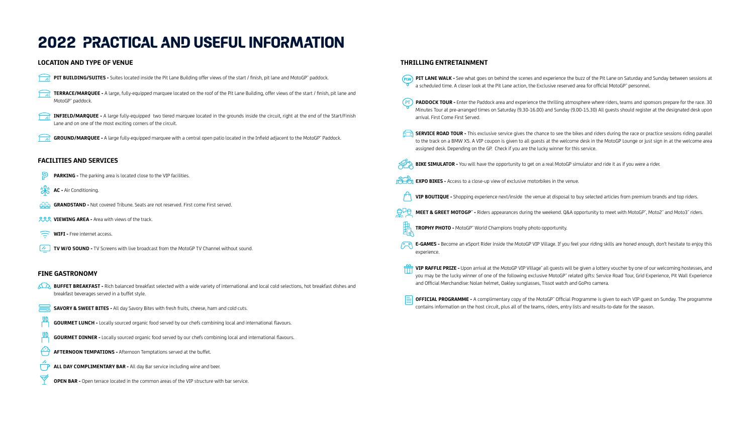# 2022 PRACTICAL AND USEFUL INFORMATION

## LOCATION AND TYPE OF VENUE

**PIT BUILDING/SUITES -** Suites located inside the Pit Lane Building offer views of the start / finish, pit lane and MotoGP™ paddock.

**TERRACE/MARQUEE -** A large, fully-equipped marquee located on the roof of the Pit Lane Building, offer views of the start / finish, pit lane and MotoGP™ paddock.

**INFIELD/MARQUEE -** A large fully-equipped two tiered marquee located in the grounds inside the circuit, right at the end of the Start/Finish Lane and on one of the most exciting corners of the circuit.

**GROUND/MARQUEE -** A large fully-equipped marquee with a central open patio located in the Infield adjacent to the MotoGP™ Paddock.

## FACILITIES AND SERVICES

**PARKING -** The parking area is located close to the VIP facilities.

**AC -** Air Conditioning.

**GRANDSTAND -** Not covered Tribune. Seats are not reserved. First come First served.

**VIEWING AREA -** Area with views of the track.

**WIFI -** Free internet access.

**TV W/O SOUND -** TV Screens with live broadcast from the MotoGP TV Channel without sound.

## FINE GASTRONOMY

**BUFFET BREAKFAST -** Rich balanced breakfast selected with a wide variety of international and local cold selections, hot breakfast dishes and breakfast beverages served in a buffet style.

**SAVORY & SWEET BITES -** All day Savory Bites with fresh fruits, cheese, ham and cold cuts.

**GOURMET LUNCH -** Locally sourced organic food served by our chefs combining local and international flavours.

**GOURMET DINNER -** Locally sourced organic food served by our chefs combining local and international flavours.

**AFTERNOON TEMPATIONS -** Afternoon Temptations served at the buffet.

**ALL DAY COMPLIMENTARY BAR -** All day Bar service including wine and beer.

**OPEN BAR -** Open terrace located in the common areas of the VIP structure with bar service.

## THRILLING ENTRETAINMENT

**PIT LANE WALK -** See what goes on behind the scenes and experience the buzz of the Pit Lane on Saturday and Sunday between sessions at a scheduled time. A closer look at the Pit Lane action, the Exclusive reserved area for official MotoGP™ personnel.

**PADDOCK TOUR -** Enter the Paddock area and experience the thrilling atmosphere where riders, teams and sponsors prepare for the race. 30 Minutes Tour at pre-arranged times on Saturday (9.30-16.00) and Sunday (9.00-15.30) All guests should register at the designated desk upon arrival. First Come First Served.

**SERVICE ROAD TOUR -** This exclusive service gives the chance to see the bikes and riders during the race or practice sessions riding parallel to the track on a BMW X5. A VIP coupon is given to all guests at the welcome desk in the MotoGP Lounge or just sign in at the welcome area assigned desk. Depending on the GP. Check if you are the lucky winner for this service.

**BIKE SIMULATOR -** You will have the opportunity to get on a real MotoGP simulator and ride it as if you were a rider.

**EXPO BIKES -** Access to a close-up view of exclusive motorbikes in the venue.

**VIP BOUTIQUE -** Shopping experience next/inside the venue at disposal to buy selected articles from premium brands and top riders.

**MEET & GREET MOTOGP™ -** Riders appearances during the weekend. Q&A opportunity to meet with MotoGP™, Moto2™ and Moto3™ riders.

**TROPHY PHOTO -** MotoGP™ World Champions trophy photo opportunity.

**E-GAMES -** Become an eSport Rider inside the MotoGP VIP Village. If you feel your riding skills are honed enough, don't hesitate to enjoy this experience.

**VIP RAFFLE PRIZE -** Upon arrival at the MotoGP VIP Village™ all guests will be given a lottery voucher by one of our welcoming hostesses, and you may be the lucky winner of one of the following exclusive MotoGP™ related gifts: Service Road Tour, Grid Experience, Pit Wall Experience and Official Merchandise: Nolan helmet, Oakley sunglasses, Tissot watch and GoPro camera.

**OFFICIAL PROGRAMME -** A complimentary copy of the MotoGP™ Official Programme is given to each VIP guest on Sunday. The programme contains information on the host circuit, plus all of the teams, riders, entry lists and results-to-date for the season.